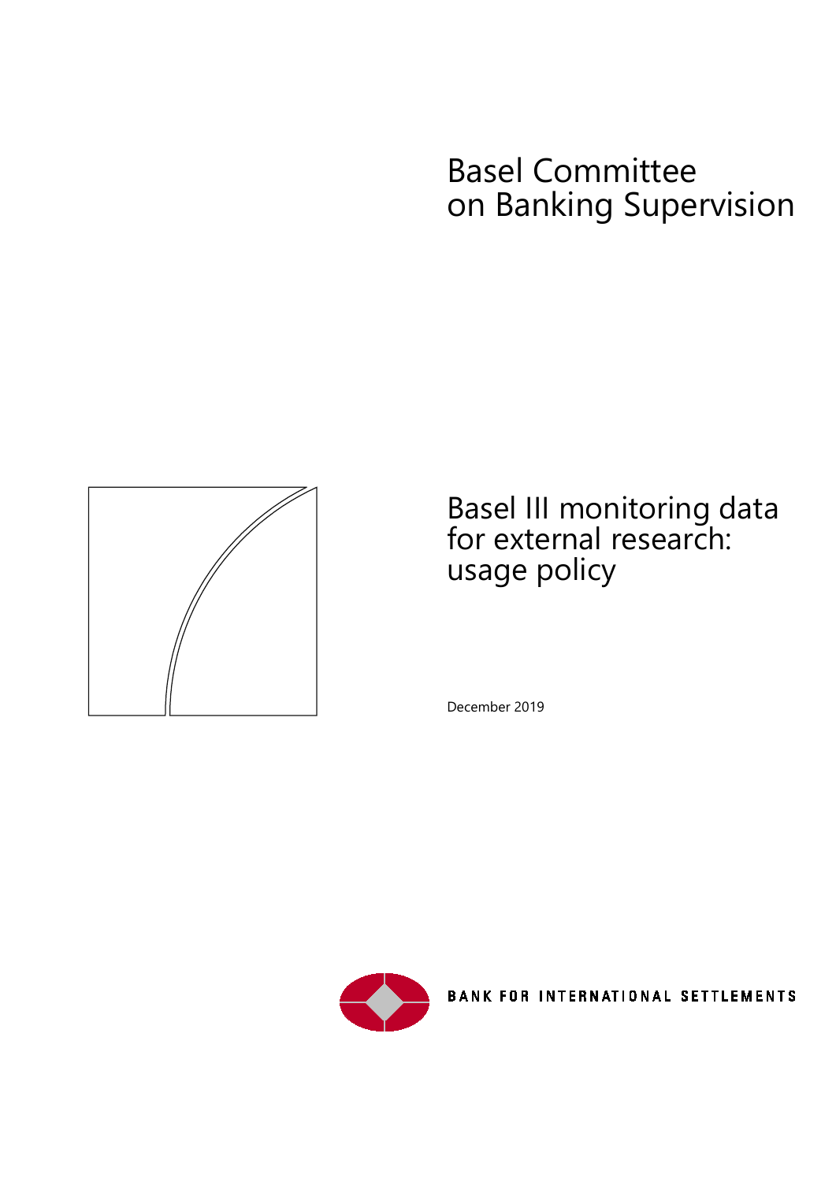# Basel Committee on Banking Supervision

# Basel III monitoring data for external research: usage policy

December 2019

BANK FOR INTERNATIONAL SETTLEMENTS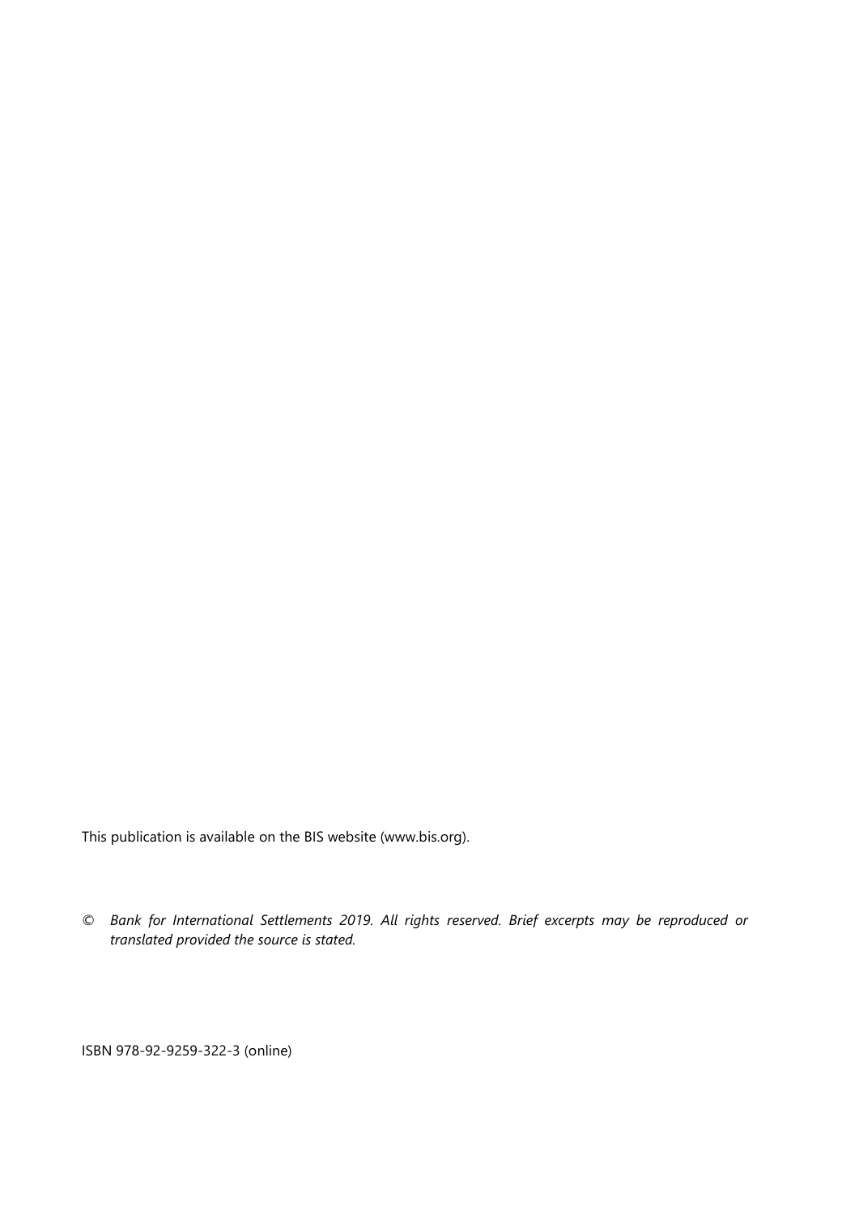This publication is available on the BIS website (www.bis.org).

© *Bank for International Settlements 2019. All rights reserved. Brief excerpts may be reproduced or translated provided the source is stated.*

ISBN 978-92-9259-322-3 (online)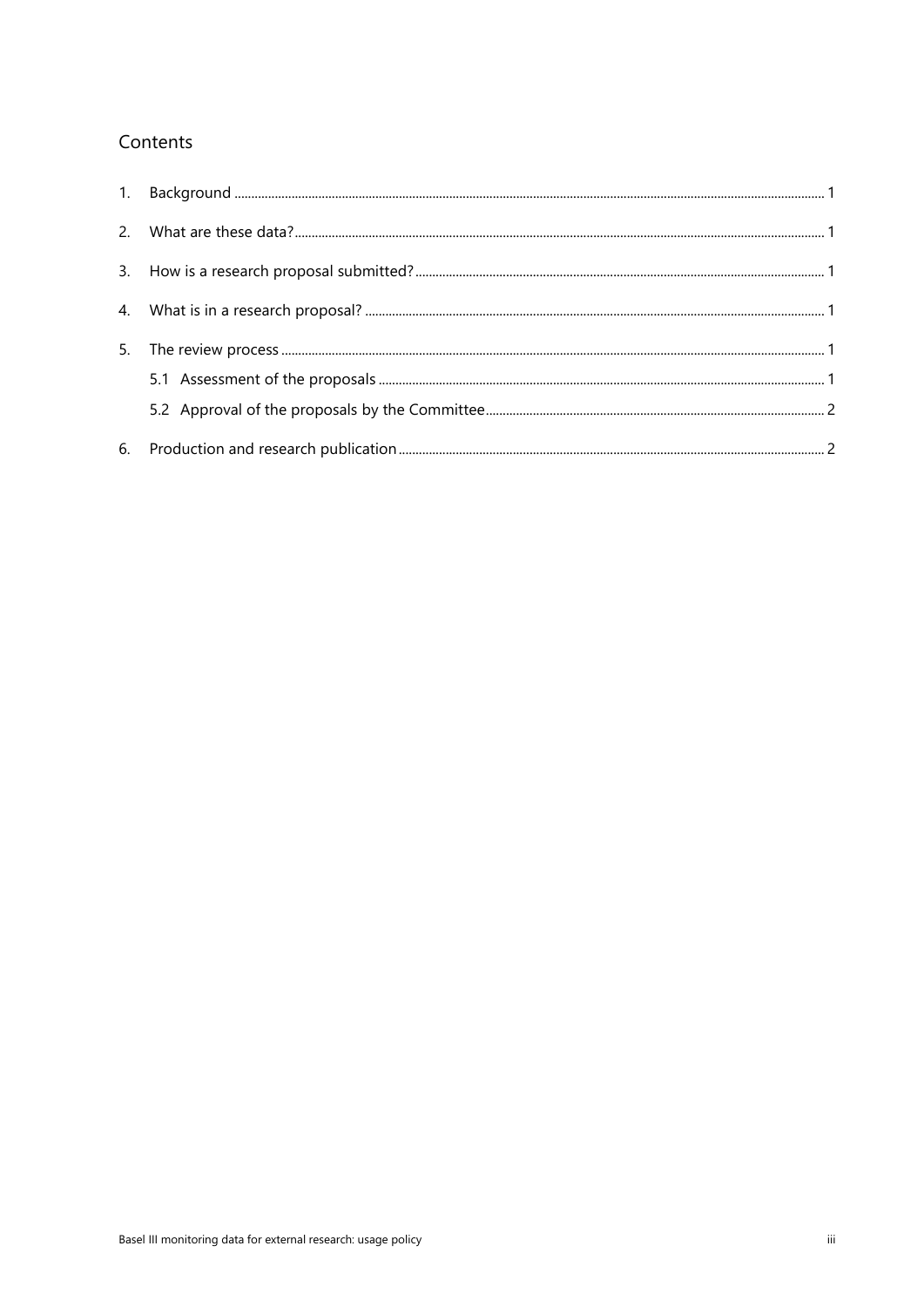## Contents

1. Background ... 1
2. What are these data? ... 1
3. How is a research proposal submitted? ... 1
4. What is in a research proposal? ... 1
5. The review process ... 1
   - 5.1 Assessment of the proposals ... 1
   - 5.2 Approval of the proposals by the Committee ... 2
6. Production and research publication ... 2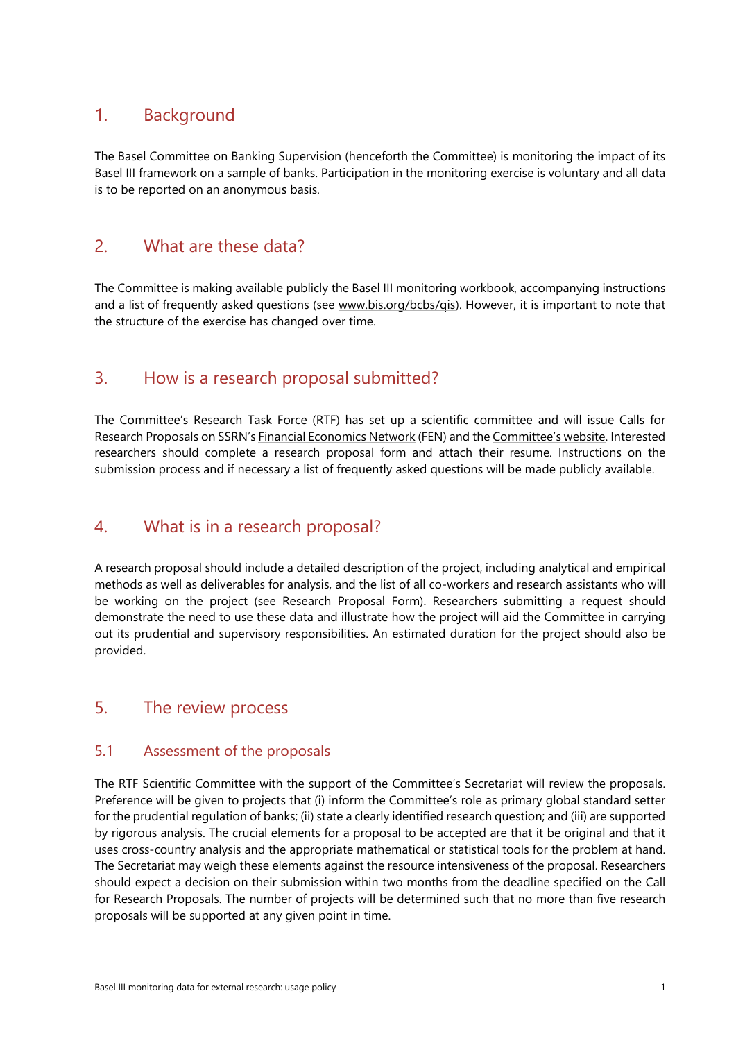## 1. Background

The Basel Committee on Banking Supervision (henceforth the Committee) is monitoring the impact of its Basel III framework on a sample of banks. Participation in the monitoring exercise is voluntary and all data is to be reported on an anonymous basis.

## 2. What are these data?

The Committee is making available publicly the Basel III monitoring workbook, accompanying instructions and a list of frequently asked questions (see www.bis.org/bcbs/qis). However, it is important to note that the structure of the exercise has changed over time.

## 3. How is a research proposal submitted?

The Committee's Research Task Force (RTF) has set up a scientific committee and will issue Calls for Research Proposals on SSRN's Financial Economics Network (FEN) and the Committee's website. Interested researchers should complete a research proposal form and attach their resume. Instructions on the submission process and if necessary a list of frequently asked questions will be made publicly available.

## 4. What is in a research proposal?

A research proposal should include a detailed description of the project, including analytical and empirical methods as well as deliverables for analysis, and the list of all co-workers and research assistants who will be working on the project (see Research Proposal Form). Researchers submitting a request should demonstrate the need to use these data and illustrate how the project will aid the Committee in carrying out its prudential and supervisory responsibilities. An estimated duration for the project should also be provided.

## 5. The review process

### 5.1 Assessment of the proposals

The RTF Scientific Committee with the support of the Committee's Secretariat will review the proposals. Preference will be given to projects that (i) inform the Committee's role as primary global standard setter for the prudential regulation of banks; (ii) state a clearly identified research question; and (iii) are supported by rigorous analysis. The crucial elements for a proposal to be accepted are that it be original and that it uses cross-country analysis and the appropriate mathematical or statistical tools for the problem at hand. The Secretariat may weigh these elements against the resource intensiveness of the proposal. Researchers should expect a decision on their submission within two months from the deadline specified on the Call for Research Proposals. The number of projects will be determined such that no more than five research proposals will be supported at any given point in time.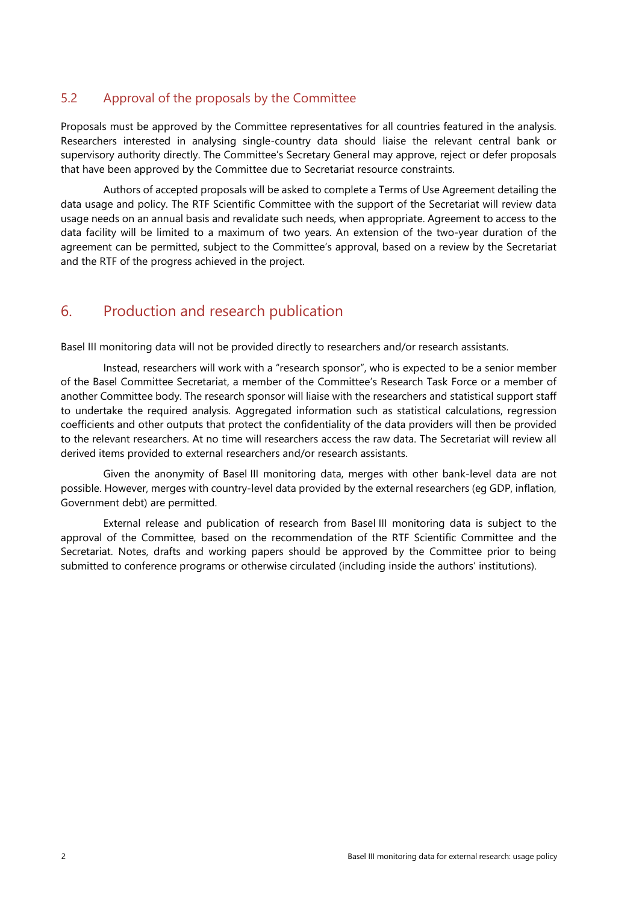## 5.2 Approval of the proposals by the Committee

Proposals must be approved by the Committee representatives for all countries featured in the analysis. Researchers interested in analysing single-country data should liaise the relevant central bank or supervisory authority directly. The Committee's Secretary General may approve, reject or defer proposals that have been approved by the Committee due to Secretariat resource constraints.

Authors of accepted proposals will be asked to complete a Terms of Use Agreement detailing the data usage and policy. The RTF Scientific Committee with the support of the Secretariat will review data usage needs on an annual basis and revalidate such needs, when appropriate. Agreement to access to the data facility will be limited to a maximum of two years. An extension of the two-year duration of the agreement can be permitted, subject to the Committee's approval, based on a review by the Secretariat and the RTF of the progress achieved in the project.

# 6. Production and research publication

Basel III monitoring data will not be provided directly to researchers and/or research assistants.

Instead, researchers will work with a "research sponsor", who is expected to be a senior member of the Basel Committee Secretariat, a member of the Committee's Research Task Force or a member of another Committee body. The research sponsor will liaise with the researchers and statistical support staff to undertake the required analysis. Aggregated information such as statistical calculations, regression coefficients and other outputs that protect the confidentiality of the data providers will then be provided to the relevant researchers. At no time will researchers access the raw data. The Secretariat will review all derived items provided to external researchers and/or research assistants.

Given the anonymity of Basel III monitoring data, merges with other bank-level data are not possible. However, merges with country-level data provided by the external researchers (eg GDP, inflation, Government debt) are permitted.

External release and publication of research from Basel III monitoring data is subject to the approval of the Committee, based on the recommendation of the RTF Scientific Committee and the Secretariat. Notes, drafts and working papers should be approved by the Committee prior to being submitted to conference programs or otherwise circulated (including inside the authors' institutions).